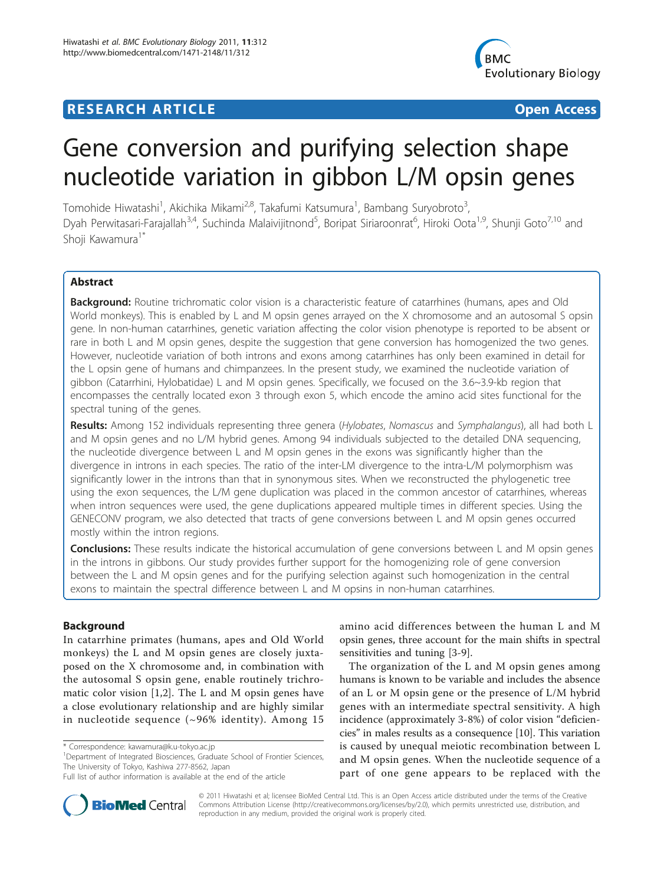**RESEARCH ARTICLE** **Open Access**

# Gene conversion and purifying selection shape nucleotide variation in gibbon L/M opsin genes

Tomohide Hiwatashi[1], Akichika Mikami[2,8], Takafumi Katsumura[1], Bambang Suryobroto[3], Dyah Perwitasari-Farajallah[3,4], Suchinda Malaivijitnond[5], Boripat Siriaroonrat[6], Hiroki Oota[1,9], Shunji Goto[7,10] and Shoji Kawamura[1*]

## Abstract

**Background:** Routine trichromatic color vision is a characteristic feature of catarrhines (humans, apes and Old World monkeys). This is enabled by L and M opsin genes arrayed on the X chromosome and an autosomal S opsin gene. In non-human catarrhines, genetic variation affecting the color vision phenotype is reported to be absent or rare in both L and M opsin genes, despite the suggestion that gene conversion has homogenized the two genes. However, nucleotide variation of both introns and exons among catarrhines has only been examined in detail for the L opsin gene of humans and chimpanzees. In the present study, we examined the nucleotide variation of gibbon (Catarrhini, Hylobatidae) L and M opsin genes. Specifically, we focused on the 3.6~3.9-kb region that encompasses the centrally located exon 3 through exon 5, which encode the amino acid sites functional for the spectral tuning of the genes.

**Results:** Among 152 individuals representing three genera (*Hylobates*, *Nomascus* and *Symphalangus*), all had both L and M opsin genes and no L/M hybrid genes. Among 94 individuals subjected to the detailed DNA sequencing, the nucleotide divergence between L and M opsin genes in the exons was significantly higher than the divergence in introns in each species. The ratio of the inter-LM divergence to the intra-L/M polymorphism was significantly lower in the introns than that in synonymous sites. When we reconstructed the phylogenetic tree using the exon sequences, the L/M gene duplication was placed in the common ancestor of catarrhines, whereas when intron sequences were used, the gene duplications appeared multiple times in different species. Using the GENECONV program, we also detected that tracts of gene conversions between L and M opsin genes occurred mostly within the intron regions.

**Conclusions:** These results indicate the historical accumulation of gene conversions between L and M opsin genes in the introns in gibbons. Our study provides further support for the homogenizing role of gene conversion between the L and M opsin genes and for the purifying selection against such homogenization in the central exons to maintain the spectral difference between L and M opsins in non-human catarrhines.

## Background

In catarrhine primates (humans, apes and Old World monkeys) the L and M opsin genes are closely juxtaposed on the X chromosome and, in combination with the autosomal S opsin gene, enable routinely trichromatic color vision [1,2]. The L and M opsin genes have a close evolutionary relationship and are highly similar in nucleotide sequence (~96% identity). Among 15 amino acid differences between the human L and M opsin genes, three account for the main shifts in spectral sensitivities and tuning [3-9].

The organization of the L and M opsin genes among humans is known to be variable and includes the absence of an L or M opsin gene or the presence of L/M hybrid genes with an intermediate spectral sensitivity. A high incidence (approximately 3-8%) of color vision "deficiencies" in males results as a consequence [10]. This variation is caused by unequal meiotic recombination between L and M opsin genes. When the nucleotide sequence of a part of one gene appears to be replaced with the

\* Correspondence: kawamura@k.u-tokyo.ac.jp
[1]Department of Integrated Biosciences, Graduate School of Frontier Sciences, The University of Tokyo, Kashiwa 277-8562, Japan
Full list of author information is available at the end of the article

© 2011 Hiwatashi et al; licensee BioMed Central Ltd. This is an Open Access article distributed under the terms of the Creative Commons Attribution License (http://creativecommons.org/licenses/by/2.0), which permits unrestricted use, distribution, and reproduction in any medium, provided the original work is properly cited.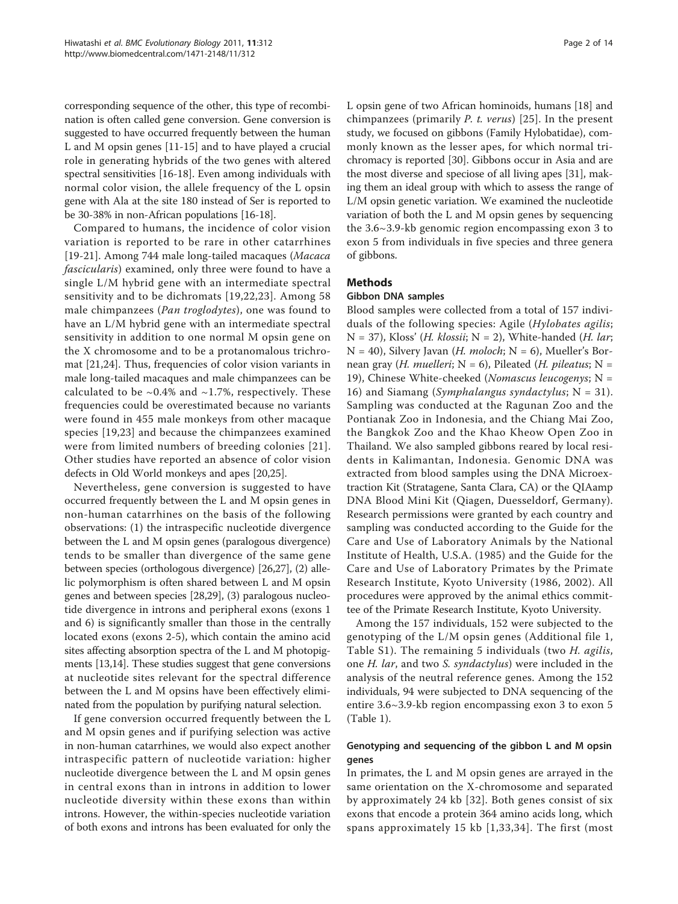corresponding sequence of the other, this type of recombination is often called gene conversion. Gene conversion is suggested to have occurred frequently between the human L and M opsin genes [11-15] and to have played a crucial role in generating hybrids of the two genes with altered spectral sensitivities [16-18]. Even among individuals with normal color vision, the allele frequency of the L opsin gene with Ala at the site 180 instead of Ser is reported to be 30-38% in non-African populations [16-18].

Compared to humans, the incidence of color vision variation is reported to be rare in other catarrhines [19-21]. Among 744 male long-tailed macaques (*Macaca fascicularis*) examined, only three were found to have a single L/M hybrid gene with an intermediate spectral sensitivity and to be dichromats [19,22,23]. Among 58 male chimpanzees (*Pan troglodytes*), one was found to have an L/M hybrid gene with an intermediate spectral sensitivity in addition to one normal M opsin gene on the X chromosome and to be a protanomalous trichromat [21,24]. Thus, frequencies of color vision variants in male long-tailed macaques and male chimpanzees can be calculated to be ~0.4% and ~1.7%, respectively. These frequencies could be overestimated because no variants were found in 455 male monkeys from other macaque species [19,23] and because the chimpanzees examined were from limited numbers of breeding colonies [21]. Other studies have reported an absence of color vision defects in Old World monkeys and apes [20,25].

Nevertheless, gene conversion is suggested to have occurred frequently between the L and M opsin genes in non-human catarrhines on the basis of the following observations: (1) the intraspecific nucleotide divergence between the L and M opsin genes (paralogous divergence) tends to be smaller than divergence of the same gene between species (orthologous divergence) [26,27], (2) allelic polymorphism is often shared between L and M opsin genes and between species [28,29], (3) paralogous nucleotide divergence in introns and peripheral exons (exons 1 and 6) is significantly smaller than those in the centrally located exons (exons 2-5), which contain the amino acid sites affecting absorption spectra of the L and M photopigments [13,14]. These studies suggest that gene conversions at nucleotide sites relevant for the spectral difference between the L and M opsins have been effectively eliminated from the population by purifying natural selection.

If gene conversion occurred frequently between the L and M opsin genes and if purifying selection was active in non-human catarrhines, we would also expect another intraspecific pattern of nucleotide variation: higher nucleotide divergence between the L and M opsin genes in central exons than in introns in addition to lower nucleotide diversity within these exons than within introns. However, the within-species nucleotide variation of both exons and introns has been evaluated for only the L opsin gene of two African hominoids, humans [18] and chimpanzees (primarily *P. t. verus*) [25]. In the present study, we focused on gibbons (Family Hylobatidae), commonly known as the lesser apes, for which normal trichromacy is reported [30]. Gibbons occur in Asia and are the most diverse and speciose of all living apes [31], making them an ideal group with which to assess the range of L/M opsin genetic variation. We examined the nucleotide variation of both the L and M opsin genes by sequencing the 3.6~3.9-kb genomic region encompassing exon 3 to exon 5 from individuals in five species and three genera of gibbons.

## Methods

### Gibbon DNA samples

Blood samples were collected from a total of 157 individuals of the following species: Agile (*Hylobates agilis*; N = 37), Kloss' (*H. klossii*; N = 2), White-handed (*H. lar*; N = 40), Silvery Javan (*H. moloch*; N = 6), Mueller's Bornean gray (*H. muelleri*; N = 6), Pileated (*H. pileatus*; N = 19), Chinese White-cheeked (*Nomascus leucogenys*; N = 16) and Siamang (*Symphalangus syndactylus*; N = 31). Sampling was conducted at the Ragunan Zoo and the Pontianak Zoo in Indonesia, and the Chiang Mai Zoo, the Bangkok Zoo and the Khao Kheow Open Zoo in Thailand. We also sampled gibbons reared by local residents in Kalimantan, Indonesia. Genomic DNA was extracted from blood samples using the DNA Microextraction Kit (Stratagene, Santa Clara, CA) or the QIAamp DNA Blood Mini Kit (Qiagen, Duesseldorf, Germany). Research permissions were granted by each country and sampling was conducted according to the Guide for the Care and Use of Laboratory Animals by the National Institute of Health, U.S.A. (1985) and the Guide for the Care and Use of Laboratory Primates by the Primate Research Institute, Kyoto University (1986, 2002). All procedures were approved by the animal ethics committee of the Primate Research Institute, Kyoto University.

Among the 157 individuals, 152 were subjected to the genotyping of the L/M opsin genes (Additional file 1, Table S1). The remaining 5 individuals (two *H. agilis*, one *H. lar*, and two *S. syndactylus*) were included in the analysis of the neutral reference genes. Among the 152 individuals, 94 were subjected to DNA sequencing of the entire 3.6~3.9-kb region encompassing exon 3 to exon 5 (Table 1).

### Genotyping and sequencing of the gibbon L and M opsin genes

In primates, the L and M opsin genes are arrayed in the same orientation on the X-chromosome and separated by approximately 24 kb [32]. Both genes consist of six exons that encode a protein 364 amino acids long, which spans approximately 15 kb [1,33,34]. The first (most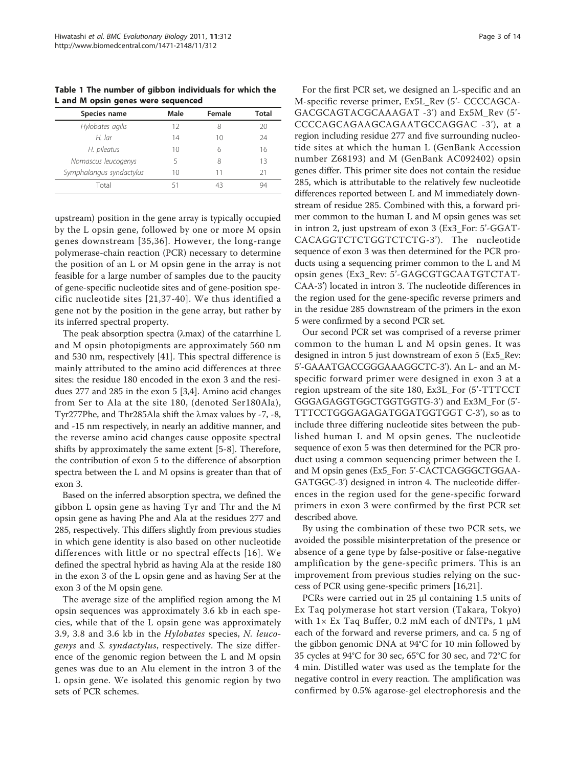**Table 1 The number of gibbon individuals for which the L and M opsin genes were sequenced**

| Species name | Male | Female | Total |
|---|---|---|---|
| *Hylobates agilis* | 12 | 8 | 20 |
| *H. lar* | 14 | 10 | 24 |
| *H. pileatus* | 10 | 6 | 16 |
| *Nomascus leucogenys* | 5 | 8 | 13 |
| *Symphalangus syndactylus* | 10 | 11 | 21 |
| Total | 51 | 43 | 94 |

upstream) position in the gene array is typically occupied by the L opsin gene, followed by one or more M opsin genes downstream [35,36]. However, the long-range polymerase-chain reaction (PCR) necessary to determine the position of an L or M opsin gene in the array is not feasible for a large number of samples due to the paucity of gene-specific nucleotide sites and of gene-position specific nucleotide sites [21,37-40]. We thus identified a gene not by the position in the gene array, but rather by its inferred spectral property.

The peak absorption spectra (λmax) of the catarrhine L and M opsin photopigments are approximately 560 nm and 530 nm, respectively [41]. This spectral difference is mainly attributed to the amino acid differences at three sites: the residue 180 encoded in the exon 3 and the residues 277 and 285 in the exon 5 [3,4]. Amino acid changes from Ser to Ala at the site 180, (denoted Ser180Ala), Tyr277Phe, and Thr285Ala shift the λmax values by -7, -8, and -15 nm respectively, in nearly an additive manner, and the reverse amino acid changes cause opposite spectral shifts by approximately the same extent [5-8]. Therefore, the contribution of exon 5 to the difference of absorption spectra between the L and M opsins is greater than that of exon 3.

Based on the inferred absorption spectra, we defined the gibbon L opsin gene as having Tyr and Thr and the M opsin gene as having Phe and Ala at the residues 277 and 285, respectively. This differs slightly from previous studies in which gene identity is also based on other nucleotide differences with little or no spectral effects [16]. We defined the spectral hybrid as having Ala at the reside 180 in the exon 3 of the L opsin gene and as having Ser at the exon 3 of the M opsin gene.

The average size of the amplified region among the M opsin sequences was approximately 3.6 kb in each species, while that of the L opsin gene was approximately 3.9, 3.8 and 3.6 kb in the *Hylobates* species, *N. leucogenys* and *S. syndactylus*, respectively. The size difference of the genomic region between the L and M opsin genes was due to an Alu element in the intron 3 of the L opsin gene. We isolated this genomic region by two sets of PCR schemes.

For the first PCR set, we designed an L-specific and an M-specific reverse primer, Ex5L_Rev (5'- CCCCAGCAGACGCAGTACGCAAAGAT -3') and Ex5M_Rev (5'-CCCCAGCAGAAGCAGAATGCCAGGAC -3'), at a region including residue 277 and five surrounding nucleotide sites at which the human L (GenBank Accession number Z68193) and M (GenBank AC092402) opsin genes differ. This primer site does not contain the residue 285, which is attributable to the relatively few nucleotide differences reported between L and M immediately downstream of residue 285. Combined with this, a forward primer common to the human L and M opsin genes was set in intron 2, just upstream of exon 3 (Ex3_For: 5'-GGATCACAGGTCTCTGGTCTCTG-3'). The nucleotide sequence of exon 3 was then determined for the PCR products using a sequencing primer common to the L and M opsin genes (Ex3_Rev: 5'-GAGCGTGCAATGTCTATCAA-3') located in intron 3. The nucleotide differences in the region used for the gene-specific reverse primers and in the residue 285 downstream of the primers in the exon 5 were confirmed by a second PCR set.

Our second PCR set was comprised of a reverse primer common to the human L and M opsin genes. It was designed in intron 5 just downstream of exon 5 (Ex5_Rev: 5'-GAAATGACCGGGAAAGGCTC-3'). An L- and an M-specific forward primer were designed in exon 3 at a region upstream of the site 180, Ex3L_For (5'-TTTCCTGGGAGAGGTGGCTGGTGGTG-3') and Ex3M_For (5'-TTTCCTGGGAGAGATGGATGGTGGT C-3'), so as to include three differing nucleotide sites between the published human L and M opsin genes. The nucleotide sequence of exon 5 was then determined for the PCR product using a common sequencing primer between the L and M opsin genes (Ex5_For: 5'-CACTCAGGGCTGGAAGATGGC-3') designed in intron 4. The nucleotide differences in the region used for the gene-specific forward primers in exon 3 were confirmed by the first PCR set described above.

By using the combination of these two PCR sets, we avoided the possible misinterpretation of the presence or absence of a gene type by false-positive or false-negative amplification by the gene-specific primers. This is an improvement from previous studies relying on the success of PCR using gene-specific primers [16,21].

PCRs were carried out in 25 μl containing 1.5 units of Ex Taq polymerase hot start version (Takara, Tokyo) with 1× Ex Taq Buffer, 0.2 mM each of dNTPs, 1 μM each of the forward and reverse primers, and ca. 5 ng of the gibbon genomic DNA at 94°C for 10 min followed by 35 cycles at 94°C for 30 sec, 65°C for 30 sec, and 72°C for 4 min. Distilled water was used as the template for the negative control in every reaction. The amplification was confirmed by 0.5% agarose-gel electrophoresis and the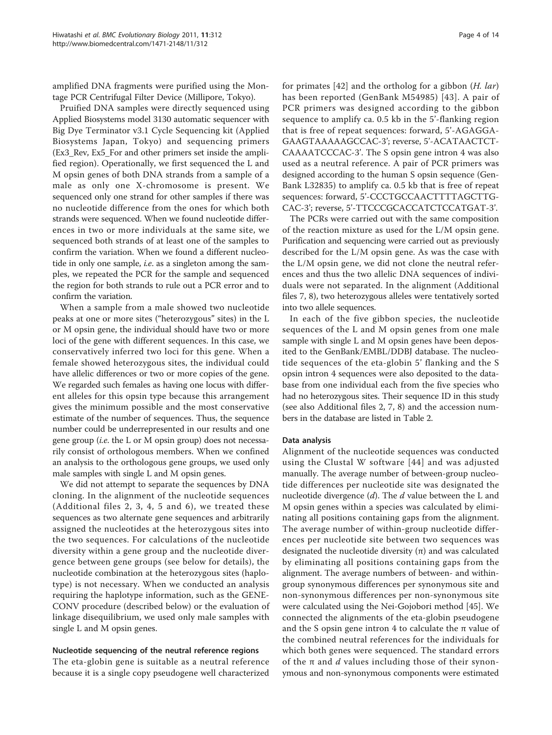amplified DNA fragments were purified using the Montage PCR Centrifugal Filter Device (Millipore, Tokyo).

Pruified DNA samples were directly sequenced using Applied Biosystems model 3130 automatic sequencer with Big Dye Terminator v3.1 Cycle Sequencing kit (Applied Biosystems Japan, Tokyo) and sequencing primers (Ex3_Rev, Ex5_For and other primers set inside the amplified region). Operationally, we first sequenced the L and M opsin genes of both DNA strands from a sample of a male as only one X-chromosome is present. We sequenced only one strand for other samples if there was no nucleotide difference from the ones for which both strands were sequenced. When we found nucleotide differences in two or more individuals at the same site, we sequenced both strands of at least one of the samples to confirm the variation. When we found a different nucleotide in only one sample, *i.e.* as a singleton among the samples, we repeated the PCR for the sample and sequenced the region for both strands to rule out a PCR error and to confirm the variation.

When a sample from a male showed two nucleotide peaks at one or more sites ("heterozygous" sites) in the L or M opsin gene, the individual should have two or more loci of the gene with different sequences. In this case, we conservatively inferred two loci for this gene. When a female showed heterozygous sites, the individual could have allelic differences or two or more copies of the gene. We regarded such females as having one locus with different alleles for this opsin type because this arrangement gives the minimum possible and the most conservative estimate of the number of sequences. Thus, the sequence number could be underrepresented in our results and one gene group (*i.e.* the L or M opsin group) does not necessarily consist of orthologous members. When we confined an analysis to the orthologous gene groups, we used only male samples with single L and M opsin genes.

We did not attempt to separate the sequences by DNA cloning. In the alignment of the nucleotide sequences (Additional files 2, 3, 4, 5 and 6), we treated these sequences as two alternate gene sequences and arbitrarily assigned the nucleotides at the heterozygous sites into the two sequences. For calculations of the nucleotide diversity within a gene group and the nucleotide divergence between gene groups (see below for details), the nucleotide combination at the heterozygous sites (haplotype) is not necessary. When we conducted an analysis requiring the haplotype information, such as the GENECONV procedure (described below) or the evaluation of linkage disequilibrium, we used only male samples with single L and M opsin genes.

#### Nucleotide sequencing of the neutral reference regions

The eta-globin gene is suitable as a neutral reference because it is a single copy pseudogene well characterized for primates [42] and the ortholog for a gibbon (*H. lar*) has been reported (GenBank M54985) [43]. A pair of PCR primers was designed according to the gibbon sequence to amplify ca. 0.5 kb in the 5'-flanking region that is free of repeat sequences: forward, 5'-AGAGGAGAAGTAAAAAGCCAC-3'; reverse, 5'-ACATAACTCTCAAAATCCCAC-3'. The S opsin gene intron 4 was also used as a neutral reference. A pair of PCR primers was designed according to the human S opsin sequence (GenBank L32835) to amplify ca. 0.5 kb that is free of repeat sequences: forward, 5'-CCCTGCCAACTTTTAGCTTGCAC-3'; reverse, 5'-TTCCCGCACCATCTCCATGAT-3'.

The PCRs were carried out with the same composition of the reaction mixture as used for the L/M opsin gene. Purification and sequencing were carried out as previously described for the L/M opsin gene. As was the case with the L/M opsin gene, we did not clone the neutral references and thus the two allelic DNA sequences of individuals were not separated. In the alignment (Additional files 7, 8), two heterozygous alleles were tentatively sorted into two allele sequences.

In each of the five gibbon species, the nucleotide sequences of the L and M opsin genes from one male sample with single L and M opsin genes have been deposited to the GenBank/EMBL/DDBJ database. The nucleotide sequences of the eta-globin 5' flanking and the S opsin intron 4 sequences were also deposited to the database from one individual each from the five species who had no heterozygous sites. Their sequence ID in this study (see also Additional files 2, 7, 8) and the accession numbers in the database are listed in Table 2.

#### Data analysis

Alignment of the nucleotide sequences was conducted using the Clustal W software [44] and was adjusted manually. The average number of between-group nucleotide differences per nucleotide site was designated the nucleotide divergence ($d$). The $d$ value between the L and M opsin genes within a species was calculated by eliminating all positions containing gaps from the alignment. The average number of within-group nucleotide differences per nucleotide site between two sequences was designated the nucleotide diversity ($\pi$) and was calculated by eliminating all positions containing gaps from the alignment. The average numbers of between- and within-group synonymous differences per synonymous site and non-synonymous differences per non-synonymous site were calculated using the Nei-Gojobori method [45]. We connected the alignments of the eta-globin pseudogene and the S opsin gene intron 4 to calculate the $\pi$ value of the combined neutral references for the individuals for which both genes were sequenced. The standard errors of the $\pi$ and $d$ values including those of their synonymous and non-synonymous components were estimated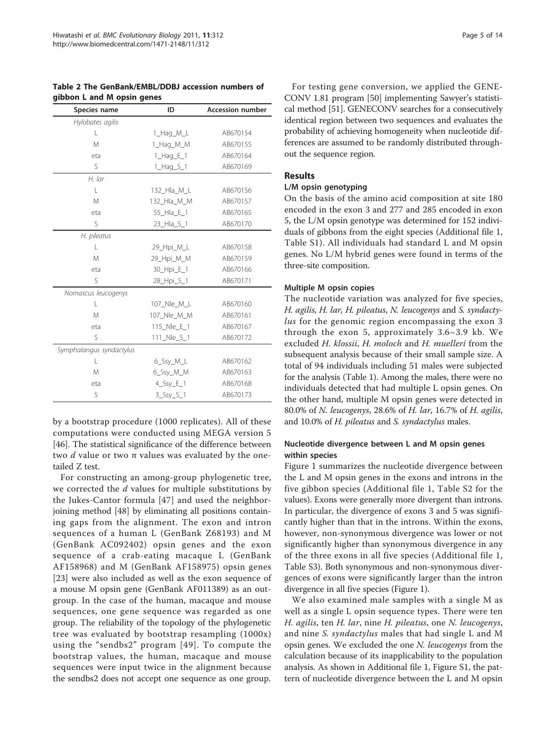**Table 2 The GenBank/EMBL/DDBJ accession numbers of gibbon L and M opsin genes**

| Species name | ID | Accession number |
|---|---|---|
| *Hylobates agilis* | | |
| L | 1_Hag_M_L | AB670154 |
| M | 1_Hag_M_M | AB670155 |
| eta | 1_Hag_E_1 | AB670164 |
| S | 1_Hag_S_1 | AB670169 |
| *H. lar* | | |
| L | 132_Hla_M_L | AB670156 |
| M | 132_Hla_M_M | AB670157 |
| eta | 55_Hla_E_1 | AB670165 |
| S | 23_Hla_S_1 | AB670170 |
| *H. pileatus* | | |
| L | 29_Hpi_M_L | AB670158 |
| M | 29_Hpi_M_M | AB670159 |
| eta | 30_Hpi_E_1 | AB670166 |
| S | 28_Hpi_S_1 | AB670171 |
| *Nomascus leucogenys* | | |
| L | 107_Nle_M_L | AB670160 |
| M | 107_Nle_M_M | AB670161 |
| eta | 115_Nle_E_1 | AB670167 |
| S | 111_Nle_S_1 | AB670172 |
| *Symphalangus syndactylus* | | |
| L | 6_Ssy_M_L | AB670162 |
| M | 6_Ssy_M_M | AB670163 |
| eta | 4_Ssy_E_1 | AB670168 |
| S | 3_Ssy_S_1 | AB670173 |

by a bootstrap procedure (1000 replicates). All of these computations were conducted using MEGA version 5 [46]. The statistical significance of the difference between two $d$ value or two $\pi$ values was evaluated by the one-tailed Z test.

For constructing an among-group phylogenetic tree, we corrected the $d$ values for multiple substitutions by the Jukes-Cantor formula [47] and used the neighbor-joining method [48] by eliminating all positions containing gaps from the alignment. The exon and intron sequences of a human L (GenBank Z68193) and M (GenBank AC092402) opsin genes and the exon sequence of a crab-eating macaque L (GenBank AF158968) and M (GenBank AF158975) opsin genes [23] were also included as well as the exon sequence of a mouse M opsin gene (GenBank AF011389) as an outgroup. In the case of the human, macaque and mouse sequences, one gene sequence was regarded as one group. The reliability of the topology of the phylogenetic tree was evaluated by bootstrap resampling (1000x) using the "sendbs2" program [49]. To compute the bootstrap values, the human, macaque and mouse sequences were input twice in the alignment because the sendbs2 does not accept one sequence as one group.

For testing gene conversion, we applied the GENECONV 1.81 program [50] implementing Sawyer's statistical method [51]. GENECONV searches for a consecutively identical region between two sequences and evaluates the probability of achieving homogeneity when nucleotide differences are assumed to be randomly distributed throughout the sequence region.

## Results

### L/M opsin genotyping

On the basis of the amino acid composition at site 180 encoded in the exon 3 and 277 and 285 encoded in exon 5, the L/M opsin genotype was determined for 152 individuals of gibbons from the eight species (Additional file 1, Table S1). All individuals had standard L and M opsin genes. No L/M hybrid genes were found in terms of the three-site composition.

### Multiple M opsin copies

The nucleotide variation was analyzed for five species, *H. agilis*, *H. lar*, *H. pileatus*, *N. leucogenys* and *S. syndactylus* for the genomic region encompassing the exon 3 through the exon 5, approximately 3.6~3.9 kb. We excluded *H. klossii*, *H. moloch* and *H. muelleri* from the subsequent analysis because of their small sample size. A total of 94 individuals including 51 males were subjected for the analysis (Table 1). Among the males, there were no individuals detected that had multiple L opsin genes. On the other hand, multiple M opsin genes were detected in 80.0% of *N. leucogenys*, 28.6% of *H. lar*, 16.7% of *H. agilis*, and 10.0% of *H. pileatus* and *S. syndactylus* males.

### Nucleotide divergence between L and M opsin genes within species

Figure 1 summarizes the nucleotide divergence between the L and M opsin genes in the exons and introns in the five gibbon species (Additional file 1, Table S2 for the values). Exons were generally more divergent than introns. In particular, the divergence of exons 3 and 5 was significantly higher than that in the introns. Within the exons, however, non-synonymous divergence was lower or not significantly higher than synonymous divergence in any of the three exons in all five species (Additional file 1, Table S3). Both synonymous and non-synonymous divergences of exons were significantly larger than the intron divergence in all five species (Figure 1).

We also examined male samples with a single M as well as a single L opsin sequence types. There were ten *H. agilis*, ten *H. lar*, nine *H. pileatus*, one *N. leucogenys*, and nine *S. syndactylus* males that had single L and M opsin genes. We excluded the one *N. leucogenys* from the calculation because of its inapplicability to the population analysis. As shown in Additional file 1, Figure S1, the pattern of nucleotide divergence between the L and M opsin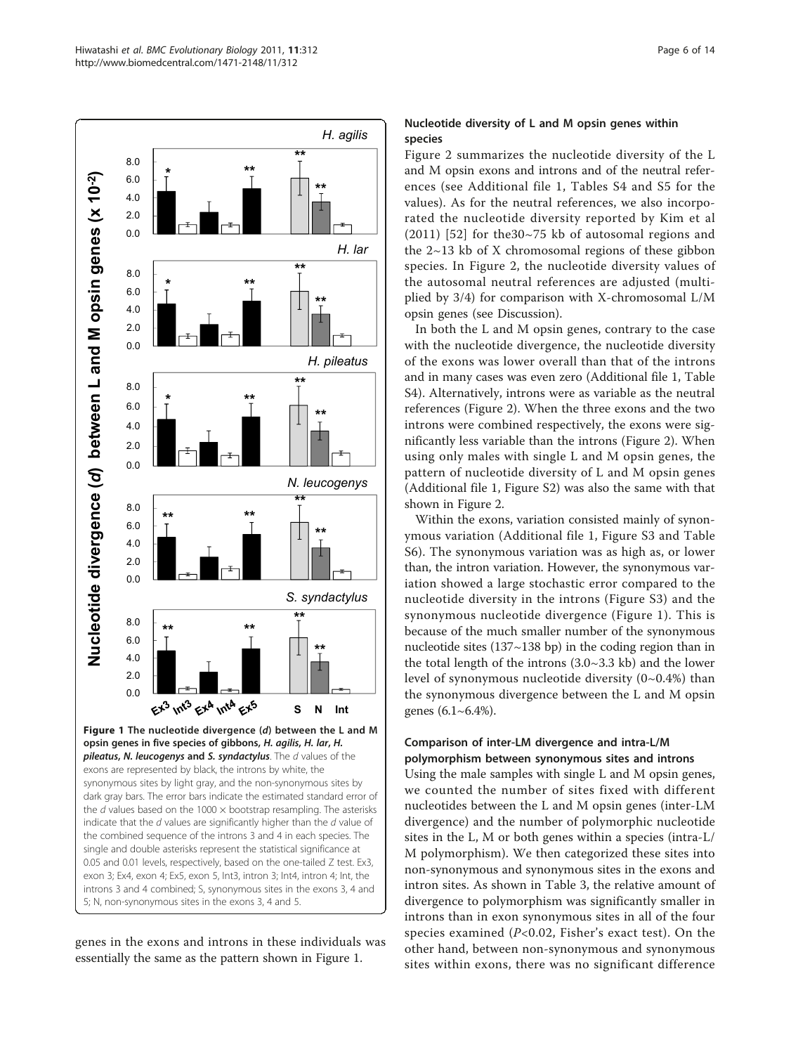Figure 1 The nucleotide divergence (*d*) between the L and M opsin genes in five species of gibbons, *H. agilis*, *H. lar*, *H. pileatus*, *N. leucogenys* and *S. syndactylus*. The *d* values of the exons are represented by black, the introns by white, the synonymous sites by light gray, and the non-synonymous sites by dark gray bars. The error bars indicate the estimated standard error of the *d* values based on the 1000 × bootstrap resampling. The asterisks indicate that the *d* values are significantly higher than the *d* value of the combined sequence of the introns 3 and 4 in each species. The single and double asterisks represent the statistical significance at 0.05 and 0.01 levels, respectively, based on the one-tailed Z test. Ex3, exon 3; Ex4, exon 4; Ex5, exon 5, Int3, intron 3; Int4, intron 4; Int, the introns 3 and 4 combined; S, synonymous sites in the exons 3, 4 and 5; N, non-synonymous sites in the exons 3, 4 and 5.

genes in the exons and introns in these individuals was essentially the same as the pattern shown in Figure 1.

### Nucleotide diversity of L and M opsin genes within species

Figure 2 summarizes the nucleotide diversity of the L and M opsin exons and introns and of the neutral references (see Additional file 1, Tables S4 and S5 for the values). As for the neutral references, we also incorporated the nucleotide diversity reported by Kim et al (2011) [52] for the30~75 kb of autosomal regions and the 2~13 kb of X chromosomal regions of these gibbon species. In Figure 2, the nucleotide diversity values of the autosomal neutral references are adjusted (multiplied by 3/4) for comparison with X-chromosomal L/M opsin genes (see Discussion).

In both the L and M opsin genes, contrary to the case with the nucleotide divergence, the nucleotide diversity of the exons was lower overall than that of the introns and in many cases was even zero (Additional file 1, Table S4). Alternatively, introns were as variable as the neutral references (Figure 2). When the three exons and the two introns were combined respectively, the exons were significantly less variable than the introns (Figure 2). When using only males with single L and M opsin genes, the pattern of nucleotide diversity of L and M opsin genes (Additional file 1, Figure S2) was also the same with that shown in Figure 2.

Within the exons, variation consisted mainly of synonymous variation (Additional file 1, Figure S3 and Table S6). The synonymous variation was as high as, or lower than, the intron variation. However, the synonymous variation showed a large stochastic error compared to the nucleotide diversity in the introns (Figure S3) and the synonymous nucleotide divergence (Figure 1). This is because of the much smaller number of the synonymous nucleotide sites (137~138 bp) in the coding region than in the total length of the introns (3.0~3.3 kb) and the lower level of synonymous nucleotide diversity (0~0.4%) than the synonymous divergence between the L and M opsin genes (6.1~6.4%).

### Comparison of inter-LM divergence and intra-L/M polymorphism between synonymous sites and introns

Using the male samples with single L and M opsin genes, we counted the number of sites fixed with different nucleotides between the L and M opsin genes (inter-LM divergence) and the number of polymorphic nucleotide sites in the L, M or both genes within a species (intra-L/M polymorphism). We then categorized these sites into non-synonymous and synonymous sites in the exons and intron sites. As shown in Table 3, the relative amount of divergence to polymorphism was significantly smaller in introns than in exon synonymous sites in all of the four species examined ($P<0.02$, Fisher's exact test). On the other hand, between non-synonymous and synonymous sites within exons, there was no significant difference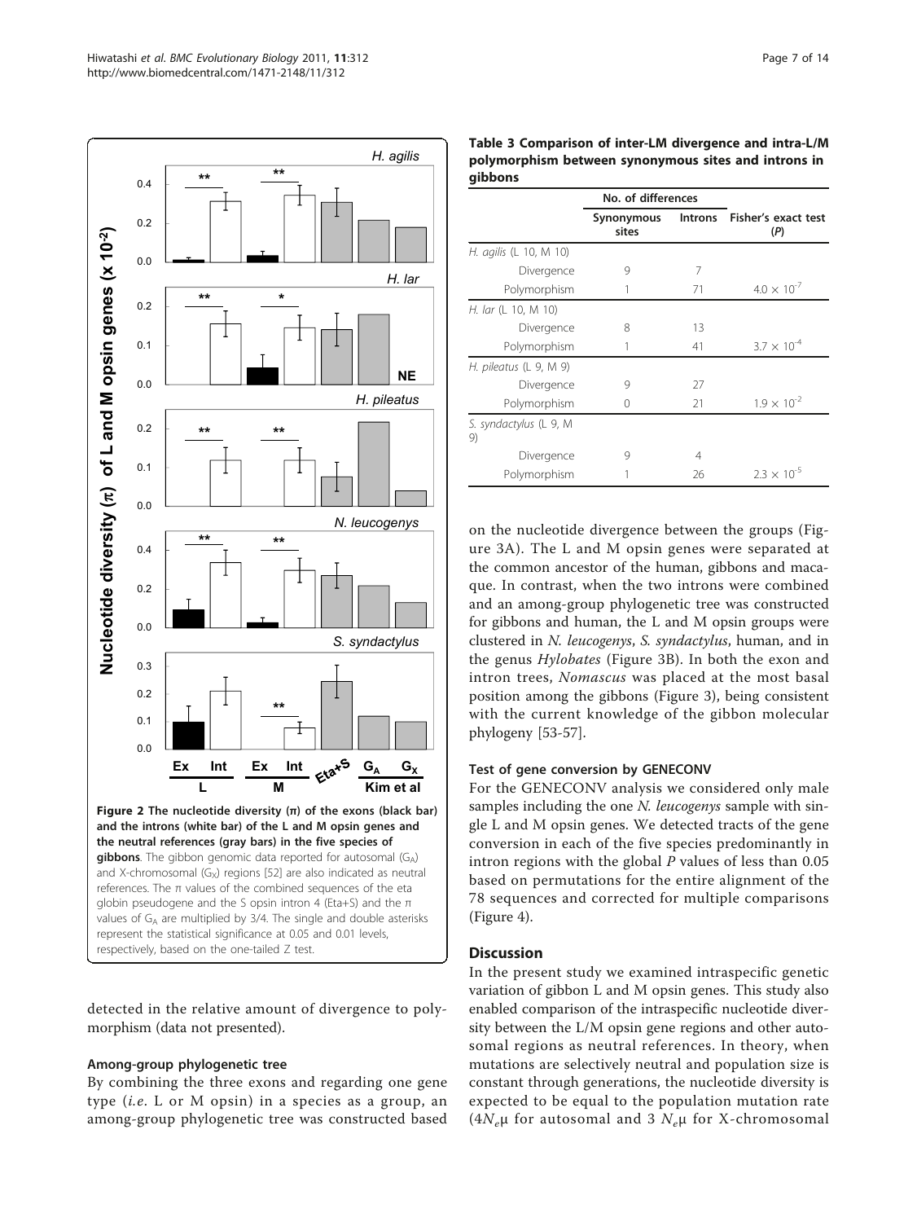Figure 2 The nucleotide diversity (π) of the exons (black bar) and the introns (white bar) of the L and M opsin genes and the neutral references (gray bars) in the five species of gibbons. The gibbon genomic data reported for autosomal ($G_A$) and X-chromosomal ($G_X$) regions [52] are also indicated as neutral references. The π values of the combined sequences of the eta globin pseudogene and the S opsin intron 4 (Eta+S) and the π values of $G_A$ are multiplied by 3/4. The single and double asterisks represent the statistical significance at 0.05 and 0.01 levels, respectively, based on the one-tailed Z test.

detected in the relative amount of divergence to polymorphism (data not presented).

### Among-group phylogenetic tree

By combining the three exons and regarding one gene type (*i.e.* L or M opsin) in a species as a group, an among-group phylogenetic tree was constructed based on the nucleotide divergence between the groups (Figure 3A). The L and M opsin genes were separated at the common ancestor of the human, gibbons and macaque. In contrast, when the two introns were combined and an among-group phylogenetic tree was constructed for gibbons and human, the L and M opsin groups were clustered in *N. leucogenys*, *S. syndactylus*, human, and in the genus *Hylobates* (Figure 3B). In both the exon and intron trees, *Nomascus* was placed at the most basal position among the gibbons (Figure 3), being consistent with the current knowledge of the gibbon molecular phylogeny [53-57].

**Table 3 Comparison of inter-LM divergence and intra-L/M polymorphism between synonymous sites and introns in gibbons**

| | No. of differences | | |
|---|---|---|---|
| | Synonymous sites | Introns | Fisher's exact test (*P*) |
| *H. agilis* (L 10, M 10) | | | |
| Divergence | 9 | 7 | |
| Polymorphism | 1 | 71 | $4.0 \times 10^{-7}$ |
| *H. lar* (L 10, M 10) | | | |
| Divergence | 8 | 13 | |
| Polymorphism | 1 | 41 | $3.7 \times 10^{-4}$ |
| *H. pileatus* (L 9, M 9) | | | |
| Divergence | 9 | 27 | |
| Polymorphism | 0 | 21 | $1.9 \times 10^{-2}$ |
| *S. syndactylus* (L 9, M 9) | | | |
| Divergence | 9 | 4 | |
| Polymorphism | 1 | 26 | $2.3 \times 10^{-5}$ |

### Test of gene conversion by GENECONV

For the GENECONV analysis we considered only male samples including the one *N. leucogenys* sample with single L and M opsin genes. We detected tracts of the gene conversion in each of the five species predominantly in intron regions with the global *P* values of less than 0.05 based on permutations for the entire alignment of the 78 sequences and corrected for multiple comparisons (Figure 4).

## Discussion

In the present study we examined intraspecific genetic variation of gibbon L and M opsin genes. This study also enabled comparison of the intraspecific nucleotide diversity between the L/M opsin gene regions and other autosomal regions as neutral references. In theory, when mutations are selectively neutral and population size is constant through generations, the nucleotide diversity is expected to be equal to the population mutation rate ($4N_e\mu$ for autosomal and $3N_e\mu$ for X-chromosomal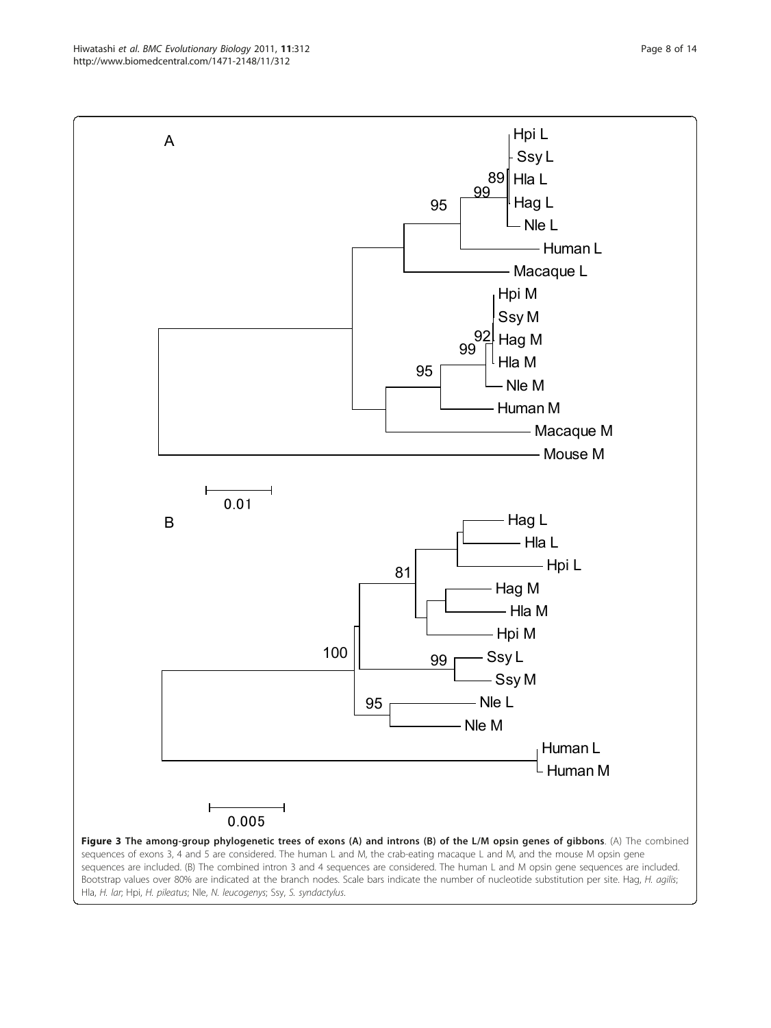**Figure 3 The among-group phylogenetic trees of exons (A) and introns (B) of the L/M opsin genes of gibbons**. (A) The combined sequences of exons 3, 4 and 5 are considered. The human L and M, the crab-eating macaque L and M, and the mouse M opsin gene sequences are included. (B) The combined intron 3 and 4 sequences are considered. The human L and M opsin gene sequences are included. Bootstrap values over 80% are indicated at the branch nodes. Scale bars indicate the number of nucleotide substitution per site. Hag, *H. agilis*; Hla, *H. lar*; Hpi, *H. pileatus*; Nle, *N. leucogenys*; Ssy, *S. syndactylus*.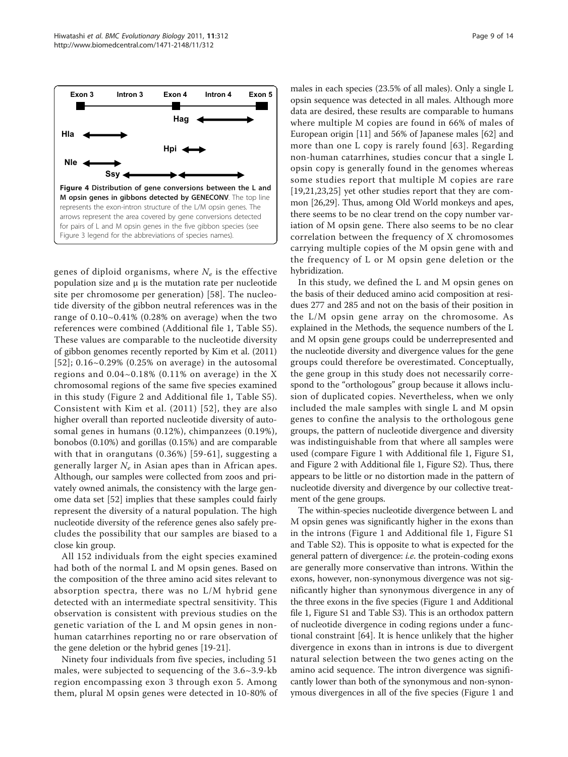Exon 3 Intron 3 Exon 4 Intron 4 Exon 5

Hag

Hla

Hpi

Nle

Ssy

**Figure 4 Distribution of gene conversions between the L and M opsin genes in gibbons detected by GENECONV**. The top line represents the exon-intron structure of the L/M opsin genes. The arrows represent the area covered by gene conversions detected for pairs of L and M opsin genes in the five gibbon species (see Figure 3 legend for the abbreviations of species names).

genes of diploid organisms, where $N_e$ is the effective population size and μ is the mutation rate per nucleotide site per chromosome per generation) [58]. The nucleotide diversity of the gibbon neutral references was in the range of 0.10~0.41% (0.28% on average) when the two references were combined (Additional file 1, Table S5). These values are comparable to the nucleotide diversity of gibbon genomes recently reported by Kim et al. (2011) [52]; 0.16~0.29% (0.25% on average) in the autosomal regions and 0.04~0.18% (0.11% on average) in the X chromosomal regions of the same five species examined in this study (Figure 2 and Additional file 1, Table S5). Consistent with Kim et al. (2011) [52], they are also higher overall than reported nucleotide diversity of autosomal genes in humans (0.12%), chimpanzees (0.19%), bonobos (0.10%) and gorillas (0.15%) and are comparable with that in orangutans (0.36%) [59-61], suggesting a generally larger $N_e$ in Asian apes than in African apes. Although, our samples were collected from zoos and privately owned animals, the consistency with the large genome data set [52] implies that these samples could fairly represent the diversity of a natural population. The high nucleotide diversity of the reference genes also safely precludes the possibility that our samples are biased to a close kin group.

All 152 individuals from the eight species examined had both of the normal L and M opsin genes. Based on the composition of the three amino acid sites relevant to absorption spectra, there was no L/M hybrid gene detected with an intermediate spectral sensitivity. This observation is consistent with previous studies on the genetic variation of the L and M opsin genes in non-human catarrhines reporting no or rare observation of the gene deletion or the hybrid genes [19-21].

Ninety four individuals from five species, including 51 males, were subjected to sequencing of the 3.6~3.9-kb region encompassing exon 3 through exon 5. Among them, plural M opsin genes were detected in 10-80% of males in each species (23.5% of all males). Only a single L opsin sequence was detected in all males. Although more data are desired, these results are comparable to humans where multiple M copies are found in 66% of males of European origin [11] and 56% of Japanese males [62] and more than one L copy is rarely found [63]. Regarding non-human catarrhines, studies concur that a single L opsin copy is generally found in the genomes whereas some studies report that multiple M copies are rare [19,21,23,25] yet other studies report that they are common [26,29]. Thus, among Old World monkeys and apes, there seems to be no clear trend on the copy number variation of M opsin gene. There also seems to be no clear correlation between the frequency of X chromosomes carrying multiple copies of the M opsin gene with and the frequency of L or M opsin gene deletion or the hybridization.

In this study, we defined the L and M opsin genes on the basis of their deduced amino acid composition at residues 277 and 285 and not on the basis of their position in the L/M opsin gene array on the chromosome. As explained in the Methods, the sequence numbers of the L and M opsin gene groups could be underrepresented and the nucleotide diversity and divergence values for the gene groups could therefore be overestimated. Conceptually, the gene group in this study does not necessarily correspond to the "orthologous" group because it allows inclusion of duplicated copies. Nevertheless, when we only included the male samples with single L and M opsin genes to confine the analysis to the orthologous gene groups, the pattern of nucleotide divergence and diversity was indistinguishable from that where all samples were used (compare Figure 1 with Additional file 1, Figure S1, and Figure 2 with Additional file 1, Figure S2). Thus, there appears to be little or no distortion made in the pattern of nucleotide diversity and divergence by our collective treatment of the gene groups.

The within-species nucleotide divergence between L and M opsin genes was significantly higher in the exons than in the introns (Figure 1 and Additional file 1, Figure S1 and Table S2). This is opposite to what is expected for the general pattern of divergence: *i.e.* the protein-coding exons are generally more conservative than introns. Within the exons, however, non-synonymous divergence was not significantly higher than synonymous divergence in any of the three exons in the five species (Figure 1 and Additional file 1, Figure S1 and Table S3). This is an orthodox pattern of nucleotide divergence in coding regions under a functional constraint [64]. It is hence unlikely that the higher divergence in exons than in introns is due to divergent natural selection between the two genes acting on the amino acid sequence. The intron divergence was significantly lower than both of the synonymous and non-synonymous divergences in all of the five species (Figure 1 and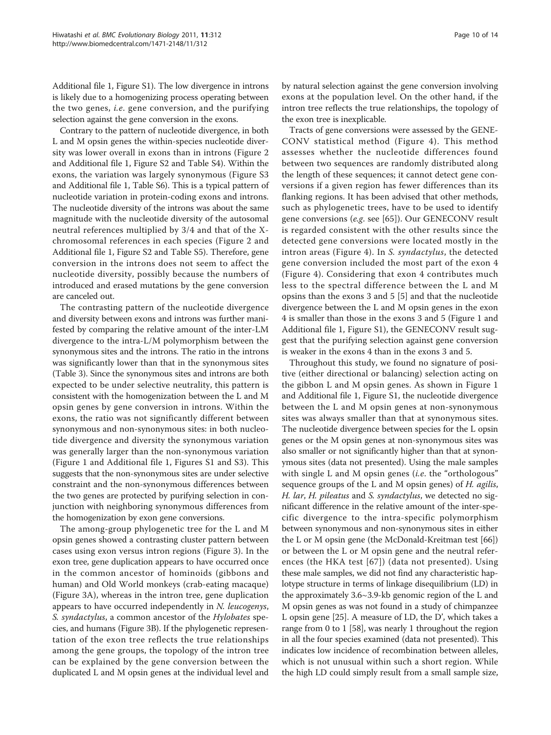Additional file 1, Figure S1). The low divergence in introns is likely due to a homogenizing process operating between the two genes, *i.e.* gene conversion, and the purifying selection against the gene conversion in the exons.

Contrary to the pattern of nucleotide divergence, in both L and M opsin genes the within-species nucleotide diversity was lower overall in exons than in introns (Figure 2 and Additional file 1, Figure S2 and Table S4). Within the exons, the variation was largely synonymous (Figure S3 and Additional file 1, Table S6). This is a typical pattern of nucleotide variation in protein-coding exons and introns. The nucleotide diversity of the introns was about the same magnitude with the nucleotide diversity of the autosomal neutral references multiplied by 3/4 and that of the X-chromosomal references in each species (Figure 2 and Additional file 1, Figure S2 and Table S5). Therefore, gene conversion in the introns does not seem to affect the nucleotide diversity, possibly because the numbers of introduced and erased mutations by the gene conversion are canceled out.

The contrasting pattern of the nucleotide divergence and diversity between exons and introns was further manifested by comparing the relative amount of the inter-LM divergence to the intra-L/M polymorphism between the synonymous sites and the introns. The ratio in the introns was significantly lower than that in the synonymous sites (Table 3). Since the synonymous sites and introns are both expected to be under selective neutrality, this pattern is consistent with the homogenization between the L and M opsin genes by gene conversion in introns. Within the exons, the ratio was not significantly different between synonymous and non-synonymous sites: in both nucleotide divergence and diversity the synonymous variation was generally larger than the non-synonymous variation (Figure 1 and Additional file 1, Figures S1 and S3). This suggests that the non-synonymous sites are under selective constraint and the non-synonymous differences between the two genes are protected by purifying selection in conjunction with neighboring synonymous differences from the homogenization by exon gene conversions.

The among-group phylogenetic tree for the L and M opsin genes showed a contrasting cluster pattern between cases using exon versus intron regions (Figure 3). In the exon tree, gene duplication appears to have occurred once in the common ancestor of hominoids (gibbons and human) and Old World monkeys (crab-eating macaque) (Figure 3A), whereas in the intron tree, gene duplication appears to have occurred independently in *N. leucogenys*, *S. syndactylus*, a common ancestor of the *Hylobates* species, and humans (Figure 3B). If the phylogenetic representation of the exon tree reflects the true relationships among the gene groups, the topology of the intron tree can be explained by the gene conversion between the duplicated L and M opsin genes at the individual level and by natural selection against the gene conversion involving exons at the population level. On the other hand, if the intron tree reflects the true relationships, the topology of the exon tree is inexplicable.

Tracts of gene conversions were assessed by the GENECONV statistical method (Figure 4). This method assesses whether the nucleotide differences found between two sequences are randomly distributed along the length of these sequences; it cannot detect gene conversions if a given region has fewer differences than its flanking regions. It has been advised that other methods, such as phylogenetic trees, have to be used to identify gene conversions (*e.g.* see [65]). Our GENECONV result is regarded consistent with the other results since the detected gene conversions were located mostly in the intron areas (Figure 4). In *S. syndactylus*, the detected gene conversion included the most part of the exon 4 (Figure 4). Considering that exon 4 contributes much less to the spectral difference between the L and M opsins than the exons 3 and 5 [5] and that the nucleotide divergence between the L and M opsin genes in the exon 4 is smaller than those in the exons 3 and 5 (Figure 1 and Additional file 1, Figure S1), the GENECONV result suggest that the purifying selection against gene conversion is weaker in the exons 4 than in the exons 3 and 5.

Throughout this study, we found no signature of positive (either directional or balancing) selection acting on the gibbon L and M opsin genes. As shown in Figure 1 and Additional file 1, Figure S1, the nucleotide divergence between the L and M opsin genes at non-synonymous sites was always smaller than that at synonymous sites. The nucleotide divergence between species for the L opsin genes or the M opsin genes at non-synonymous sites was also smaller or not significantly higher than that at synonymous sites (data not presented). Using the male samples with single L and M opsin genes (*i.e.* the "orthologous" sequence groups of the L and M opsin genes) of *H. agilis*, *H. lar*, *H. pileatus* and *S. syndactylus*, we detected no significant difference in the relative amount of the inter-specific divergence to the intra-specific polymorphism between synonymous and non-synonymous sites in either the L or M opsin gene (the McDonald-Kreitman test [66]) or between the L or M opsin gene and the neutral references (the HKA test [67]) (data not presented). Using these male samples, we did not find any characteristic haplotype structure in terms of linkage disequilibrium (LD) in the approximately 3.6~3.9-kb genomic region of the L and M opsin genes as was not found in a study of chimpanzee L opsin gene [25]. A measure of LD, the D', which takes a range from 0 to 1 [58], was nearly 1 throughout the region in all the four species examined (data not presented). This indicates low incidence of recombination between alleles, which is not unusual within such a short region. While the high LD could simply result from a small sample size,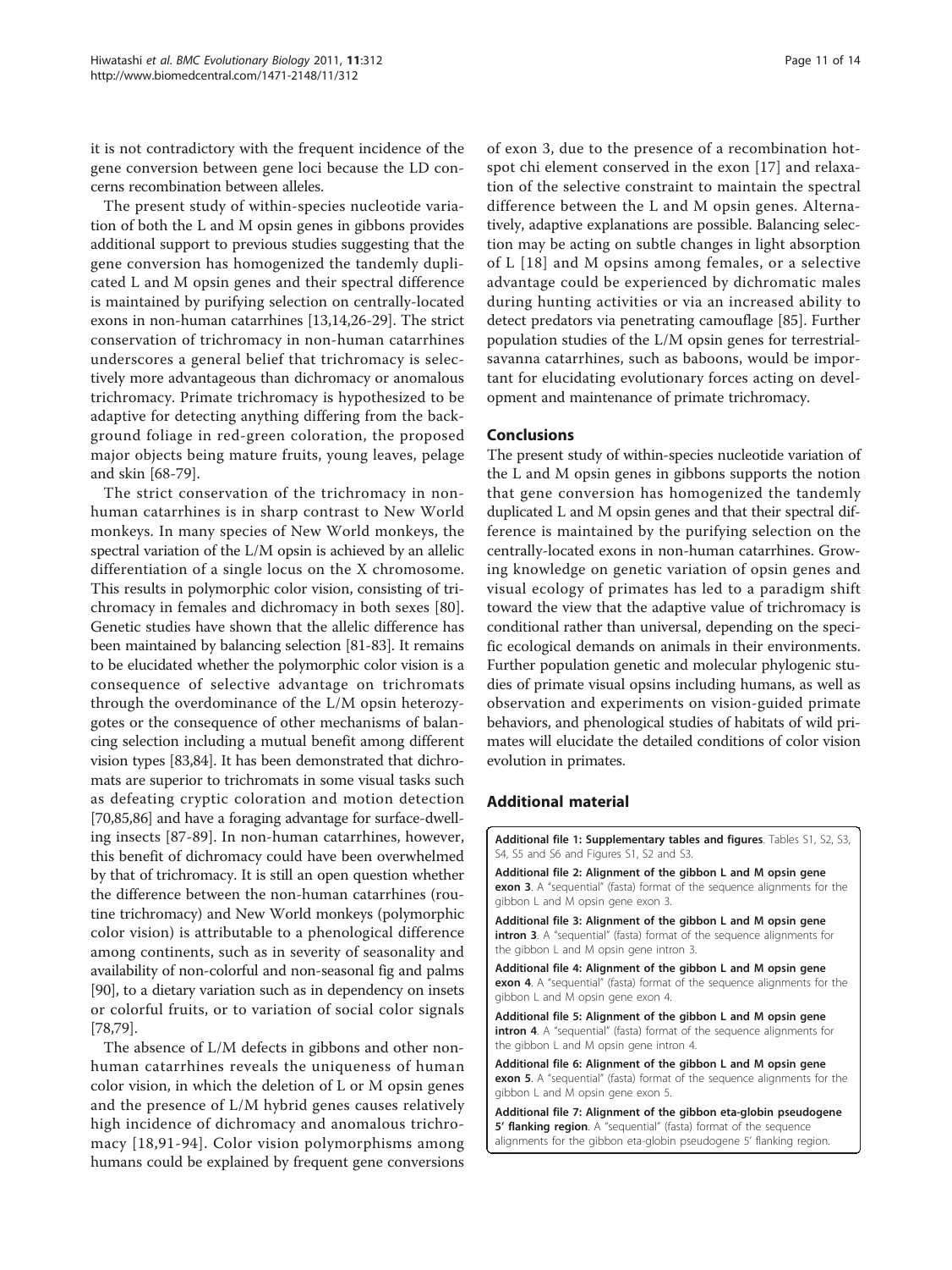it is not contradictory with the frequent incidence of the gene conversion between gene loci because the LD concerns recombination between alleles.

The present study of within-species nucleotide variation of both the L and M opsin genes in gibbons provides additional support to previous studies suggesting that the gene conversion has homogenized the tandemly duplicated L and M opsin genes and their spectral difference is maintained by purifying selection on centrally-located exons in non-human catarrhines [13,14,26-29]. The strict conservation of trichromacy in non-human catarrhines underscores a general belief that trichromacy is selectively more advantageous than dichromacy or anomalous trichromacy. Primate trichromacy is hypothesized to be adaptive for detecting anything differing from the background foliage in red-green coloration, the proposed major objects being mature fruits, young leaves, pelage and skin [68-79].

The strict conservation of the trichromacy in non-human catarrhines is in sharp contrast to New World monkeys. In many species of New World monkeys, the spectral variation of the L/M opsin is achieved by an allelic differentiation of a single locus on the X chromosome. This results in polymorphic color vision, consisting of trichromacy in females and dichromacy in both sexes [80]. Genetic studies have shown that the allelic difference has been maintained by balancing selection [81-83]. It remains to be elucidated whether the polymorphic color vision is a consequence of selective advantage on trichromats through the overdominance of the L/M opsin heterozygotes or the consequence of other mechanisms of balancing selection including a mutual benefit among different vision types [83,84]. It has been demonstrated that dichromats are superior to trichromats in some visual tasks such as defeating cryptic coloration and motion detection [70,85,86] and have a foraging advantage for surface-dwelling insects [87-89]. In non-human catarrhines, however, this benefit of dichromacy could have been overwhelmed by that of trichromacy. It is still an open question whether the difference between the non-human catarrhines (routine trichromacy) and New World monkeys (polymorphic color vision) is attributable to a phenological difference among continents, such as in severity of seasonality and availability of non-colorful and non-seasonal fig and palms [90], to a dietary variation such as in dependency on insets or colorful fruits, or to variation of social color signals [78,79].

The absence of L/M defects in gibbons and other non-human catarrhines reveals the uniqueness of human color vision, in which the deletion of L or M opsin genes and the presence of L/M hybrid genes causes relatively high incidence of dichromacy and anomalous trichromacy [18,91-94]. Color vision polymorphisms among humans could be explained by frequent gene conversions of exon 3, due to the presence of a recombination hotspot chi element conserved in the exon [17] and relaxation of the selective constraint to maintain the spectral difference between the L and M opsin genes. Alternatively, adaptive explanations are possible. Balancing selection may be acting on subtle changes in light absorption of L [18] and M opsins among females, or a selective advantage could be experienced by dichromatic males during hunting activities or via an increased ability to detect predators via penetrating camouflage [85]. Further population studies of the L/M opsin genes for terrestrial-savanna catarrhines, such as baboons, would be important for elucidating evolutionary forces acting on development and maintenance of primate trichromacy.

## Conclusions

The present study of within-species nucleotide variation of the L and M opsin genes in gibbons supports the notion that gene conversion has homogenized the tandemly duplicated L and M opsin genes and that their spectral difference is maintained by the purifying selection on the centrally-located exons in non-human catarrhines. Growing knowledge on genetic variation of opsin genes and visual ecology of primates has led to a paradigm shift toward the view that the adaptive value of trichromacy is conditional rather than universal, depending on the specific ecological demands on animals in their environments. Further population genetic and molecular phylogenic studies of primate visual opsins including humans, as well as observation and experiments on vision-guided primate behaviors, and phenological studies of habitats of wild primates will elucidate the detailed conditions of color vision evolution in primates.

## Additional material

**Additional file 1: Supplementary tables and figures**. Tables S1, S2, S3, S4, S5 and S6 and Figures S1, S2 and S3.

**Additional file 2: Alignment of the gibbon L and M opsin gene exon 3**. A "sequential" (fasta) format of the sequence alignments for the gibbon L and M opsin gene exon 3.

**Additional file 3: Alignment of the gibbon L and M opsin gene intron 3**. A "sequential" (fasta) format of the sequence alignments for the gibbon L and M opsin gene intron 3.

**Additional file 4: Alignment of the gibbon L and M opsin gene exon 4**. A "sequential" (fasta) format of the sequence alignments for the gibbon L and M opsin gene exon 4.

**Additional file 5: Alignment of the gibbon L and M opsin gene intron 4**. A "sequential" (fasta) format of the sequence alignments for the gibbon L and M opsin gene intron 4.

**Additional file 6: Alignment of the gibbon L and M opsin gene exon 5**. A "sequential" (fasta) format of the sequence alignments for the gibbon L and M opsin gene exon 5.

**Additional file 7: Alignment of the gibbon eta-globin pseudogene 5' flanking region**. A "sequential" (fasta) format of the sequence alignments for the gibbon eta-globin pseudogene 5' flanking region.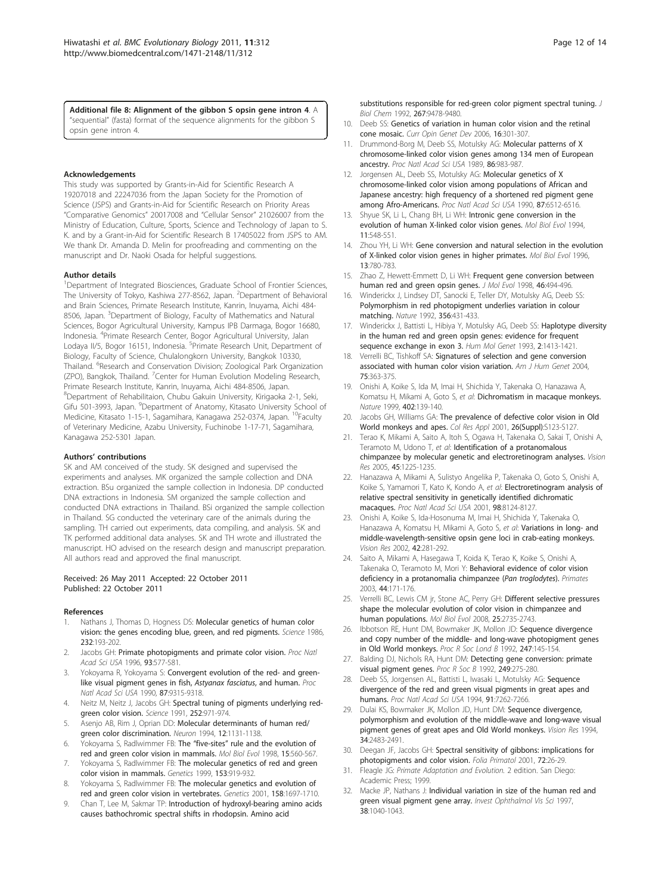**Additional file 8: Alignment of the gibbon S opsin gene intron 4**. A "sequential" (fasta) format of the sequence alignments for the gibbon S opsin gene intron 4.

#### Acknowledgements

This study was supported by Grants-in-Aid for Scientific Research A 19207018 and 22247036 from the Japan Society for the Promotion of Science (JSPS) and Grants-in-Aid for Scientific Research on Priority Areas "Comparative Genomics" 20017008 and "Cellular Sensor" 21026007 from the Ministry of Education, Culture, Sports, Science and Technology of Japan to S. K. and by a Grant-in-Aid for Scientific Research B 17405022 from JSPS to AM. We thank Dr. Amanda D. Melin for proofreading and commenting on the manuscript and Dr. Naoki Osada for helpful suggestions.

#### Author details

[1]Department of Integrated Biosciences, Graduate School of Frontier Sciences, The University of Tokyo, Kashiwa 277-8562, Japan. [2]Department of Behavioral and Brain Sciences, Primate Research Institute, Kanrin, Inuyama, Aichi 484-8506, Japan. [3]Department of Biology, Faculty of Mathematics and Natural Sciences, Bogor Agricultural University, Kampus IPB Darmaga, Bogor 16680, Indonesia. [4]Primate Research Center, Bogor Agricultural University, Jalan Lodaya II/5, Bogor 16151, Indonesia. [5]Primate Research Unit, Department of Biology, Faculty of Science, Chulalongkorn University, Bangkok 10330, Thailand. [6]Research and Conservation Division; Zoological Park Organization (ZPO), Bangkok, Thailand. [7]Center for Human Evolution Modeling Research, Primate Research Institute, Kanrin, Inuyama, Aichi 484-8506, Japan. [8]Department of Rehabilitaion, Chubu Gakuin University, Kirigaoka 2-1, Seki, Gifu 501-3993, Japan. [9]Department of Anatomy, Kitasato University School of Medicine, Kitasato 1-15-1, Sagamihara, Kanagawa 252-0374, Japan. [10]Faculty of Veterinary Medicine, Azabu University, Fuchinobe 1-17-71, Sagamihara, Kanagawa 252-5301 Japan.

#### Authors' contributions

SK and AM conceived of the study. SK designed and supervised the experiments and analyses. MK organized the sample collection and DNA extraction. BSu organized the sample collection in Indonesia. DP conducted DNA extractions in Indonesia. SM organized the sample collection and conducted DNA extractions in Thailand. BSi organized the sample collection in Thailand. SG conducted the veterinary care of the animals during the sampling. TH carried out experiments, data compiling, and analysis. SK and TK performed additional data analyses. SK and TH wrote and illustrated the manuscript. HO advised on the research design and manuscript preparation. All authors read and approved the final manuscript.

Received: 26 May 2011 Accepted: 22 October 2011
Published: 22 October 2011

#### References

1. Nathans J, Thomas D, Hogness DS: **Molecular genetics of human color vision: the genes encoding blue, green, and red pigments.** *Science* 1986, **232**:193-202.
2. Jacobs GH: **Primate photopigments and primate color vision.** *Proc Natl Acad Sci USA* 1996, **93**:577-581.
3. Yokoyama R, Yokoyama S: **Convergent evolution of the red- and green-like visual pigment genes in fish, *Astyanax fasciatus*, and human.** *Proc Natl Acad Sci USA* 1990, **87**:9315-9318.
4. Neitz M, Neitz J, Jacobs GH: **Spectral tuning of pigments underlying red-green color vision.** *Science* 1991, **252**:971-974.
5. Asenjo AB, Rim J, Oprian DD: **Molecular determinants of human red/green color discrimination.** *Neuron* 1994, **12**:1131-1138.
6. Yokoyama S, Radlwimmer FB: **The "five-sites" rule and the evolution of red and green color vision in mammals.** *Mol Biol Evol* 1998, **15**:560-567.
7. Yokoyama S, Radlwimmer FB: **The molecular genetics of red and green color vision in mammals.** *Genetics* 1999, **153**:919-932.
8. Yokoyama S, Radlwimmer FB: **The molecular genetics and evolution of red and green color vision in vertebrates.** *Genetics* 2001, **158**:1697-1710.
9. Chan T, Lee M, Sakmar TP: **Introduction of hydroxyl-bearing amino acids causes bathochromic spectral shifts in rhodopsin. Amino acid substitutions responsible for red-green color pigment spectral tuning.** *J Biol Chem* 1992, **267**:9478-9480.
10. Deeb SS: **Genetics of variation in human color vision and the retinal cone mosaic.** *Curr Opin Genet Dev* 2006, **16**:301-307.
11. Drummond-Borg M, Deeb SS, Motulsky AG: **Molecular patterns of X chromosome-linked color vision genes among 134 men of European ancestry.** *Proc Natl Acad Sci USA* 1989, **86**:983-987.
12. Jorgensen AL, Deeb SS, Motulsky AG: **Molecular genetics of X chromosome-linked color vision among populations of African and Japanese ancestry: high frequency of a shortened red pigment gene among Afro-Americans.** *Proc Natl Acad Sci USA* 1990, **87**:6512-6516.
13. Shyue SK, Li L, Chang BH, Li WH: **Intronic gene conversion in the evolution of human X-linked color vision genes.** *Mol Biol Evol* 1994, **11**:548-551.
14. Zhou YH, Li WH: **Gene conversion and natural selection in the evolution of X-linked color vision genes in higher primates.** *Mol Biol Evol* 1996, **13**:780-783.
15. Zhao Z, Hewett-Emmett D, Li WH: **Frequent gene conversion between human red and green opsin genes.** *J Mol Evol* 1998, **46**:494-496.
16. Winderickx J, Lindsey DT, Sanocki E, Teller DY, Motulsky AG, Deeb SS: **Polymorphism in red photopigment underlies variation in colour matching.** *Nature* 1992, **356**:431-433.
17. Winderickx J, Battisti L, Hibiya Y, Motulsky AG, Deeb SS: **Haplotype diversity in the human red and green opsin genes: evidence for frequent sequence exchange in exon 3.** *Hum Mol Genet* 1993, **2**:1413-1421.
18. Verrelli BC, Tishkoff SA: **Signatures of selection and gene conversion associated with human color vision variation.** *Am J Hum Genet* 2004, **75**:363-375.
19. Onishi A, Koike S, Ida M, Imai H, Shichida Y, Takenaka O, Hanazawa A, Komatsu H, Mikami A, Goto S, *et al*: **Dichromatism in macaque monkeys.** *Nature* 1999, **402**:139-140.
20. Jacobs GH, Williams GA: **The prevalence of defective color vision in Old World monkeys and apes.** *Col Res Appl* 2001, **26(Suppl)**:S123-S127.
21. Terao K, Mikami A, Saito A, Itoh S, Ogawa H, Takenaka O, Sakai T, Onishi A, Teramoto M, Udono T, *et al*: **Identification of a protanomalous chimpanzee by molecular genetic and electroretinogram analyses.** *Vision Res* 2005, **45**:1225-1235.
22. Hanazawa A, Mikami A, Sulistyo Angelika P, Takenaka O, Goto S, Onishi A, Koike S, Yamamori T, Kato K, Kondo A, *et al*: **Electroretinogram analysis of relative spectral sensitivity in genetically identified dichromatic macaques.** *Proc Natl Acad Sci USA* 2001, **98**:8124-8127.
23. Onishi A, Koike S, Ida-Hosonuma M, Imai H, Shichida Y, Takenaka O, Hanazawa A, Komatsu H, Mikami A, Goto S, *et al*: **Variations in long- and middle-wavelength-sensitive opsin gene loci in crab-eating monkeys.** *Vision Res* 2002, **42**:281-292.
24. Saito A, Mikami A, Hasegawa T, Koida K, Terao K, Koike S, Onishi A, Takenaka O, Teramoto M, Mori Y: **Behavioral evidence of color vision deficiency in a protanomalia chimpanzee (*Pan troglodytes*).** *Primates* 2003, **44**:171-176.
25. Verrelli BC, Lewis CM jr, Stone AC, Perry GH: **Different selective pressures shape the molecular evolution of color vision in chimpanzee and human populations.** *Mol Biol Evol* 2008, **25**:2735-2743.
26. Ibbotson RE, Hunt DM, Bowmaker JK, Mollon JD: **Sequence divergence and copy number of the middle- and long-wave photopigment genes in Old World monkeys.** *Proc R Soc Lond B* 1992, **247**:145-154.
27. Balding DJ, Nichols RA, Hunt DM: **Detecting gene conversion: primate visual pigment genes.** *Proc R Soc B* 1992, **249**:275-280.
28. Deeb SS, Jorgensen AL, Battisti L, Iwasaki L, Motulsky AG: **Sequence divergence of the red and green visual pigments in great apes and humans.** *Proc Natl Acad Sci USA* 1994, **91**:7262-7266.
29. Dulai KS, Bowmaker JK, Mollon JD, Hunt DM: **Sequence divergence, polymorphism and evolution of the middle-wave and long-wave visual pigment genes of great apes and Old World monkeys.** *Vision Res* 1994, **34**:2483-2491.
30. Deegan JF, Jacobs GH: **Spectral sensitivity of gibbons: implications for photopigments and color vision.** *Folia Primatol* 2001, **72**:26-29.
31. Fleagle JG: *Primate Adaptation and Evolution.* 2 edition. San Diego: Academic Press; 1999.
32. Macke JP, Nathans J: **Individual variation in size of the human red and green visual pigment gene array.** *Invest Ophthalmol Vis Sci* 1997, **38**:1040-1043.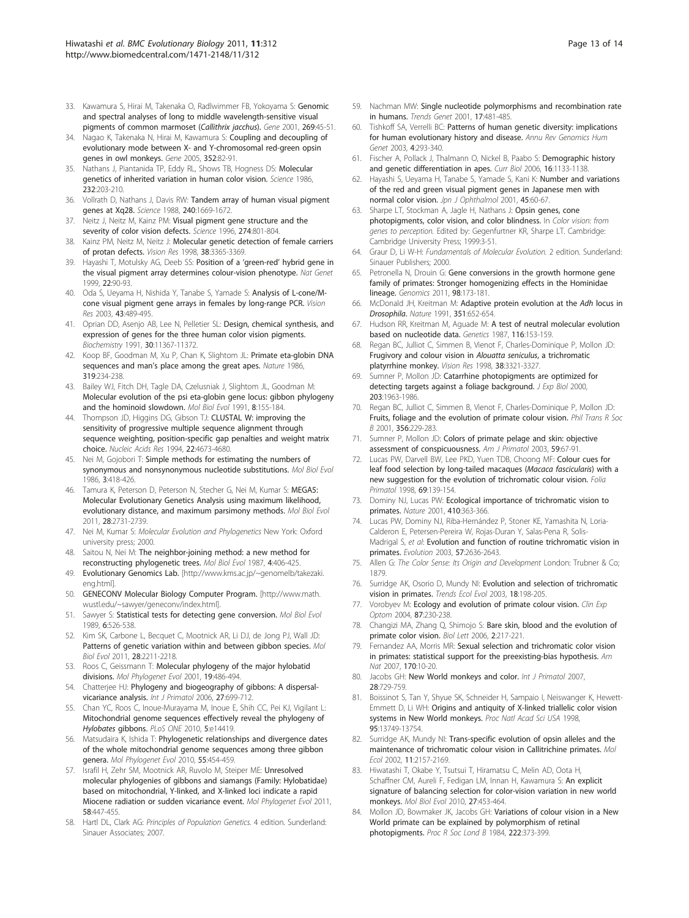33. Kawamura S, Hirai M, Takenaka O, Radlwimmer FB, Yokoyama S: Genomic and spectral analyses of long to middle wavelength-sensitive visual pigments of common marmoset (*Callithrix jacchus*). *Gene* 2001, **269**:45-51.
34. Nagao K, Takenaka N, Hirai M, Kawamura S: Coupling and decoupling of evolutionary mode between X- and Y-chromosomal red-green opsin genes in owl monkeys. *Gene* 2005, **352**:82-91.
35. Nathans J, Piantanida TP, Eddy RL, Shows TB, Hogness DS: Molecular genetics of inherited variation in human color vision. *Science* 1986, **232**:203-210.
36. Vollrath D, Nathans J, Davis RW: Tandem array of human visual pigment genes at Xq28. *Science* 1988, **240**:1669-1672.
37. Neitz J, Neitz M, Kainz PM: Visual pigment gene structure and the severity of color vision defects. *Science* 1996, **274**:801-804.
38. Kainz PM, Neitz M, Neitz J: Molecular genetic detection of female carriers of protan defects. *Vision Res* 1998, **38**:3365-3369.
39. Hayashi T, Motulsky AG, Deeb SS: Position of a 'green-red' hybrid gene in the visual pigment array determines colour-vision phenotype. *Nat Genet* 1999, **22**:90-93.
40. Oda S, Ueyama H, Nishida Y, Tanabe S, Yamade S: Analysis of L-cone/M-cone visual pigment gene arrays in females by long-range PCR. *Vision Res* 2003, **43**:489-495.
41. Oprian DD, Asenjo AB, Lee N, Pelletier SL: Design, chemical synthesis, and expression of genes for the three human color vision pigments. *Biochemistry* 1991, **30**:11367-11372.
42. Koop BF, Goodman M, Xu P, Chan K, Slightom JL: Primate eta-globin DNA sequences and man's place among the great apes. *Nature* 1986, **319**:234-238.
43. Bailey WJ, Fitch DH, Tagle DA, Czelusniak J, Slightom JL, Goodman M: Molecular evolution of the psi eta-globin gene locus: gibbon phylogeny and the hominoid slowdown. *Mol Biol Evol* 1991, **8**:155-184.
44. Thompson JD, Higgins DG, Gibson TJ: CLUSTAL W: improving the sensitivity of progressive multiple sequence alignment through sequence weighting, position-specific gap penalties and weight matrix choice. *Nucleic Acids Res* 1994, **22**:4673-4680.
45. Nei M, Gojobori T: Simple methods for estimating the numbers of synonymous and nonsynonymous nucleotide substitutions. *Mol Biol Evol* 1986, **3**:418-426.
46. Tamura K, Peterson D, Peterson N, Stecher G, Nei M, Kumar S: MEGA5: Molecular Evolutionary Genetics Analysis using maximum likelihood, evolutionary distance, and maximum parsimony methods. *Mol Biol Evol* 2011, **28**:2731-2739.
47. Nei M, Kumar S: *Molecular Evolution and Phylogenetics* New York: Oxford university press; 2000.
48. Saitou N, Nei M: The neighbor-joining method: a new method for reconstructing phylogenetic trees. *Mol Biol Evol* 1987, **4**:406-425.
49. Evolutionary Genomics Lab. [http://www.kms.ac.jp/~genomelb/takezaki.eng.html].
50. GENECONV Molecular Biology Computer Program. [http://www.math.wustl.edu/~sawyer/geneconv/index.html].
51. Sawyer S: Statistical tests for detecting gene conversion. *Mol Biol Evol* 1989, **6**:526-538.
52. Kim SK, Carbone L, Becquet C, Mootnick AR, Li DJ, de Jong PJ, Wall JD: Patterns of genetic variation within and between gibbon species. *Mol Biol Evol* 2011, **28**:2211-2218.
53. Roos C, Geissmann T: Molecular phylogeny of the major hylobatid divisions. *Mol Phylogenet Evol* 2001, **19**:486-494.
54. Chatterjee HJ: Phylogeny and biogeography of gibbons: A dispersal-vicariance analysis. *Int J Primatol* 2006, **27**:699-712.
55. Chan YC, Roos C, Inoue-Murayama M, Inoue E, Shih CC, Pei KJ, Vigilant L: Mitochondrial genome sequences effectively reveal the phylogeny of *Hylobates* gibbons. *PLoS ONE* 2010, **5**:e14419.
56. Matsudaira K, Ishida T: Phylogenetic relationships and divergence dates of the whole mitochondrial genome sequences among three gibbon genera. *Mol Phylogenet Evol* 2010, **55**:454-459.
57. Israfil H, Zehr SM, Mootnick AR, Ruvolo M, Steiper ME: Unresolved molecular phylogenies of gibbons and siamangs (Family: Hylobatidae) based on mitochondrial, Y-linked, and X-linked loci indicate a rapid Miocene radiation or sudden vicariance event. *Mol Phylogenet Evol* 2011, **58**:447-455.
58. Hartl DL, Clark AG: *Principles of Population Genetics.* 4 edition. Sunderland: Sinauer Associates; 2007.
59. Nachman MW: Single nucleotide polymorphisms and recombination rate in humans. *Trends Genet* 2001, **17**:481-485.
60. Tishkoff SA, Verrelli BC: Patterns of human genetic diversity: implications for human evolutionary history and disease. *Annu Rev Genomics Hum Genet* 2003, **4**:293-340.
61. Fischer A, Pollack J, Thalmann O, Nickel B, Paabo S: Demographic history and genetic differentiation in apes. *Curr Biol* 2006, **16**:1133-1138.
62. Hayashi S, Ueyama H, Tanabe S, Yamade S, Kani K: Number and variations of the red and green visual pigment genes in Japanese men with normal color vision. *Jpn J Ophthalmol* 2001, **45**:60-67.
63. Sharpe LT, Stockman A, Jagle H, Nathans J: Opsin genes, cone photopigments, color vision, and color blindness. In *Color vision: from genes to perception.* Edited by: Gegenfurtner KR, Sharpe LT. Cambridge: Cambridge University Press; 1999:3-51.
64. Graur D, Li W-H: *Fundamentals of Molecular Evolution.* 2 edition. Sunderland: Sinauer Publishers; 2000.
65. Petronella N, Drouin G: Gene conversions in the growth hormone gene family of primates: Stronger homogenizing effects in the Hominidae lineage. *Genomics* 2011, **98**:173-181.
66. McDonald JH, Kreitman M: Adaptive protein evolution at the *Adh* locus in *Drosophila*. *Nature* 1991, **351**:652-654.
67. Hudson RR, Kreitman M, Aguade M: A test of neutral molecular evolution based on nucleotide data. *Genetics* 1987, **116**:153-159.
68. Regan BC, Julliot C, Simmen B, Vienot F, Charles-Dominique P, Mollon JD: Frugivory and colour vision in *Alouatta seniculus*, a trichromatic platyrrhine monkey. *Vision Res* 1998, **38**:3321-3327.
69. Sumner P, Mollon JD: Catarrhine photopigments are optimized for detecting targets against a foliage background. *J Exp Biol* 2000, **203**:1963-1986.
70. Regan BC, Julliot C, Simmen B, Vienot F, Charles-Dominique P, Mollon JD: Fruits, foliage and the evolution of primate colour vision. *Phil Trans R Soc B* 2001, **356**:229-283.
71. Sumner P, Mollon JD: Colors of primate pelage and skin: objective assessment of conspicuousness. *Am J Primatol* 2003, **59**:67-91.
72. Lucas PW, Darvell BW, Lee PKD, Yuen TDB, Choong MF: Colour cues for leaf food selection by long-tailed macaques (*Macaca fascicularis*) with a new suggestion for the evolution of trichromatic colour vision. *Folia Primatol* 1998, **69**:139-154.
73. Dominy NJ, Lucas PW: Ecological importance of trichromatic vision to primates. *Nature* 2001, **410**:363-366.
74. Lucas PW, Dominy NJ, Riba-Hernández P, Stoner KE, Yamashita N, Loria-Calderon E, Petersen-Pereira W, Rojas-Duran Y, Salas-Pena R, Solis-Madrigal S, *et al*: Evolution and function of routine trichromatic vision in primates. *Evolution* 2003, **57**:2636-2643.
75. Allen G: *The Color Sense: Its Origin and Development* London: Trubner & Co; 1879.
76. Surridge AK, Osorio D, Mundy NI: Evolution and selection of trichromatic vision in primates. *Trends Ecol Evol* 2003, **18**:198-205.
77. Vorobyev M: Ecology and evolution of primate colour vision. *Clin Exp Optom* 2004, **87**:230-238.
78. Changizi MA, Zhang Q, Shimojo S: Bare skin, blood and the evolution of primate color vision. *Biol Lett* 2006, **2**:217-221.
79. Fernandez AA, Morris MR: Sexual selection and trichromatic color vision in primates: statistical support for the preexisting-bias hypothesis. *Am Nat* 2007, **170**:10-20.
80. Jacobs GH: New World monkeys and color. *Int J Primatol* 2007, **28**:729-759.
81. Boissinot S, Tan Y, Shyue SK, Schneider H, Sampaio I, Neiswanger K, Hewett-Emmett D, Li WH: Origins and antiquity of X-linked triallelic color vision systems in New World monkeys. *Proc Natl Acad Sci USA* 1998, **95**:13749-13754.
82. Surridge AK, Mundy NI: Trans-specific evolution of opsin alleles and the maintenance of trichromatic colour vision in Callitrichine primates. *Mol Ecol* 2002, **11**:2157-2169.
83. Hiwatashi T, Okabe Y, Tsutsui T, Hiramatsu C, Melin AD, Oota H, Schaffner CM, Aureli F, Fedigan LM, Innan H, Kawamura S: An explicit signature of balancing selection for color-vision variation in new world monkeys. *Mol Biol Evol* 2010, **27**:453-464.
84. Mollon JD, Bowmaker JK, Jacobs GH: Variations of colour vision in a New World primate can be explained by polymorphism of retinal photopigments. *Proc R Soc Lond B* 1984, **222**:373-399.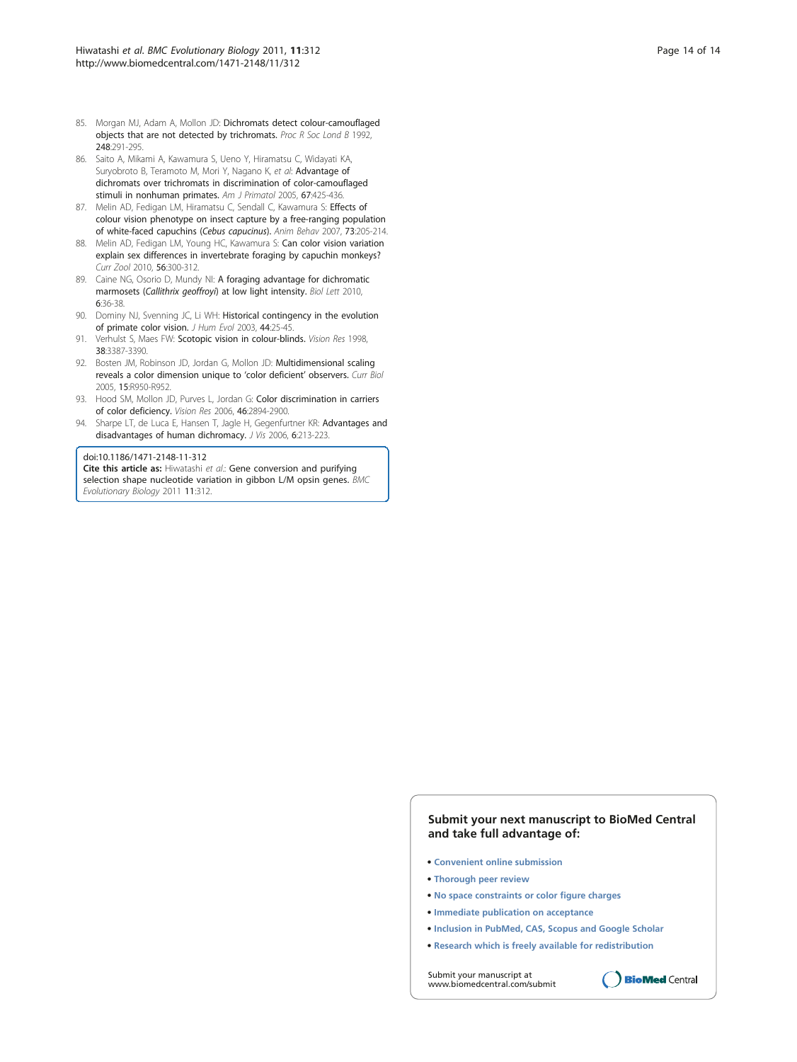85. Morgan MJ, Adam A, Mollon JD: **Dichromats detect colour-camouflaged objects that are not detected by trichromats.** *Proc R Soc Lond B* 1992, **248**:291-295.
86. Saito A, Mikami A, Kawamura S, Ueno Y, Hiramatsu C, Widayati KA, Suryobroto B, Teramoto M, Mori Y, Nagano K, *et al*: **Advantage of dichromats over trichromats in discrimination of color-camouflaged stimuli in nonhuman primates.** *Am J Primatol* 2005, **67**:425-436.
87. Melin AD, Fedigan LM, Hiramatsu C, Sendall C, Kawamura S: **Effects of colour vision phenotype on insect capture by a free-ranging population of white-faced capuchins (*Cebus capucinus*).** *Anim Behav* 2007, **73**:205-214.
88. Melin AD, Fedigan LM, Young HC, Kawamura S: **Can color vision variation explain sex differences in invertebrate foraging by capuchin monkeys?** *Curr Zool* 2010, **56**:300-312.
89. Caine NG, Osorio D, Mundy NI: **A foraging advantage for dichromatic marmosets (*Callithrix geoffroyi*) at low light intensity.** *Biol Lett* 2010, **6**:36-38.
90. Dominy NJ, Svenning JC, Li WH: **Historical contingency in the evolution of primate color vision.** *J Hum Evol* 2003, **44**:25-45.
91. Verhulst S, Maes FW: **Scotopic vision in colour-blinds.** *Vision Res* 1998, **38**:3387-3390.
92. Bosten JM, Robinson JD, Jordan G, Mollon JD: **Multidimensional scaling reveals a color dimension unique to 'color deficient' observers.** *Curr Biol* 2005, **15**:R950-R952.
93. Hood SM, Mollon JD, Purves L, Jordan G: **Color discrimination in carriers of color deficiency.** *Vision Res* 2006, **46**:2894-2900.
94. Sharpe LT, de Luca E, Hansen T, Jagle H, Gegenfurtner KR: **Advantages and disadvantages of human dichromacy.** *J Vis* 2006, **6**:213-223.

doi:10.1186/1471-2148-11-312

**Cite this article as:** Hiwatashi *et al.*: Gene conversion and purifying selection shape nucleotide variation in gibbon L/M opsin genes. *BMC Evolutionary Biology* 2011 **11**:312.

**Submit your next manuscript to BioMed Central and take full advantage of:**

- Convenient online submission
- Thorough peer review
- No space constraints or color figure charges
- Immediate publication on acceptance
- Inclusion in PubMed, CAS, Scopus and Google Scholar
- Research which is freely available for redistribution

Submit your manuscript at www.biomedcentral.com/submit

BioMed Central